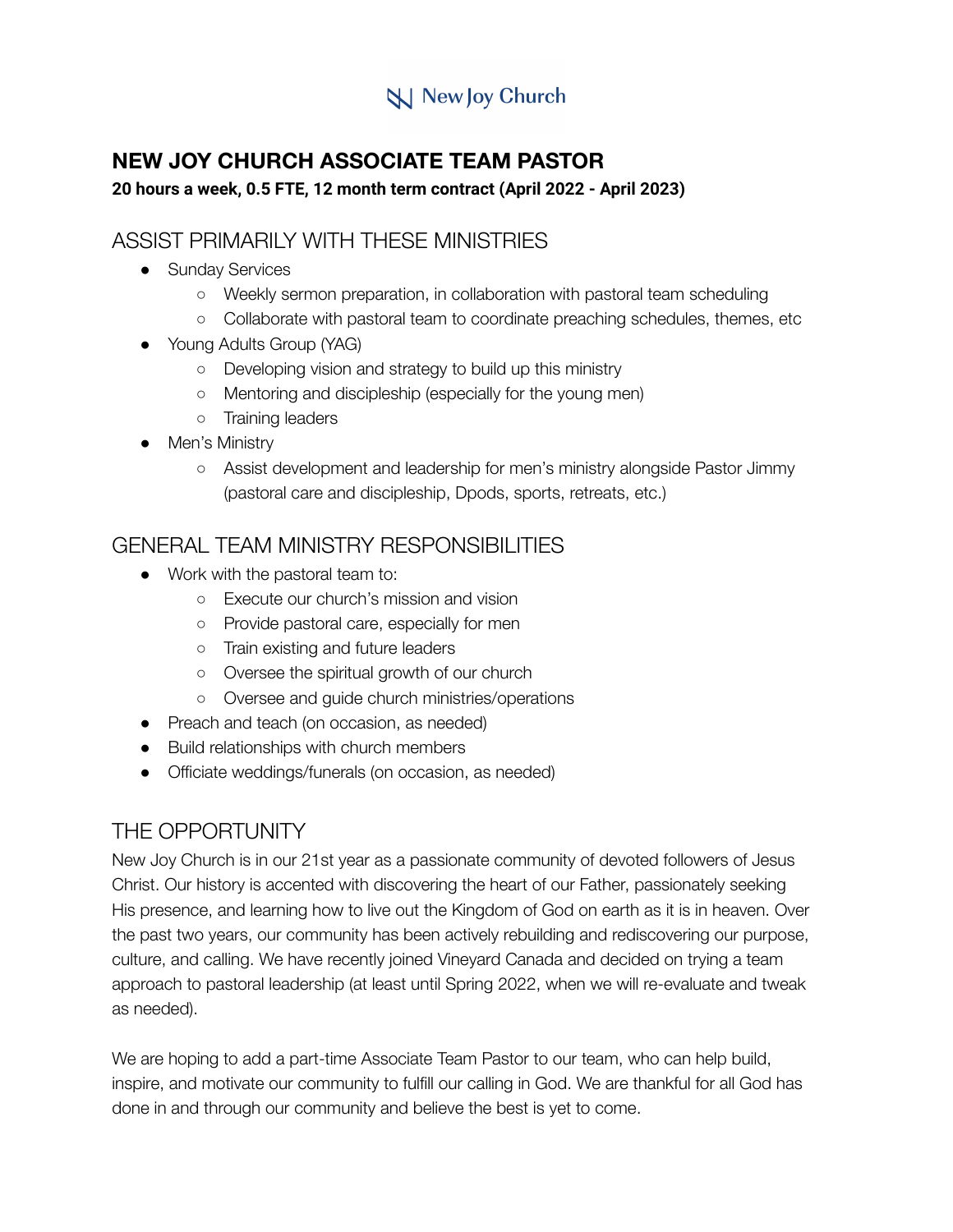New Joy Church

# NEW JOY CHURCH ASSOCIATE TEAM PASTOR

**20 hours a week, 0.5 FTE, 12 month term contract (April 2022 - April 2023)**

## ASSIST PRIMARILY WITH THESE MINISTRIES

- Sunday Services
  - Weekly sermon preparation, in collaboration with pastoral team scheduling
  - Collaborate with pastoral team to coordinate preaching schedules, themes, etc
- Young Adults Group (YAG)
  - Developing vision and strategy to build up this ministry
  - Mentoring and discipleship (especially for the young men)
  - Training leaders
- Men's Ministry
  - Assist development and leadership for men's ministry alongside Pastor Jimmy (pastoral care and discipleship, Dpods, sports, retreats, etc.)

## GENERAL TEAM MINISTRY RESPONSIBILITIES

- Work with the pastoral team to:
  - Execute our church's mission and vision
  - Provide pastoral care, especially for men
  - Train existing and future leaders
  - Oversee the spiritual growth of our church
  - Oversee and guide church ministries/operations
- Preach and teach (on occasion, as needed)
- Build relationships with church members
- Officiate weddings/funerals (on occasion, as needed)

## THE OPPORTUNITY

New Joy Church is in our 21st year as a passionate community of devoted followers of Jesus Christ. Our history is accented with discovering the heart of our Father, passionately seeking His presence, and learning how to live out the Kingdom of God on earth as it is in heaven. Over the past two years, our community has been actively rebuilding and rediscovering our purpose, culture, and calling. We have recently joined Vineyard Canada and decided on trying a team approach to pastoral leadership (at least until Spring 2022, when we will re-evaluate and tweak as needed).

We are hoping to add a part-time Associate Team Pastor to our team, who can help build, inspire, and motivate our community to fulfill our calling in God. We are thankful for all God has done in and through our community and believe the best is yet to come.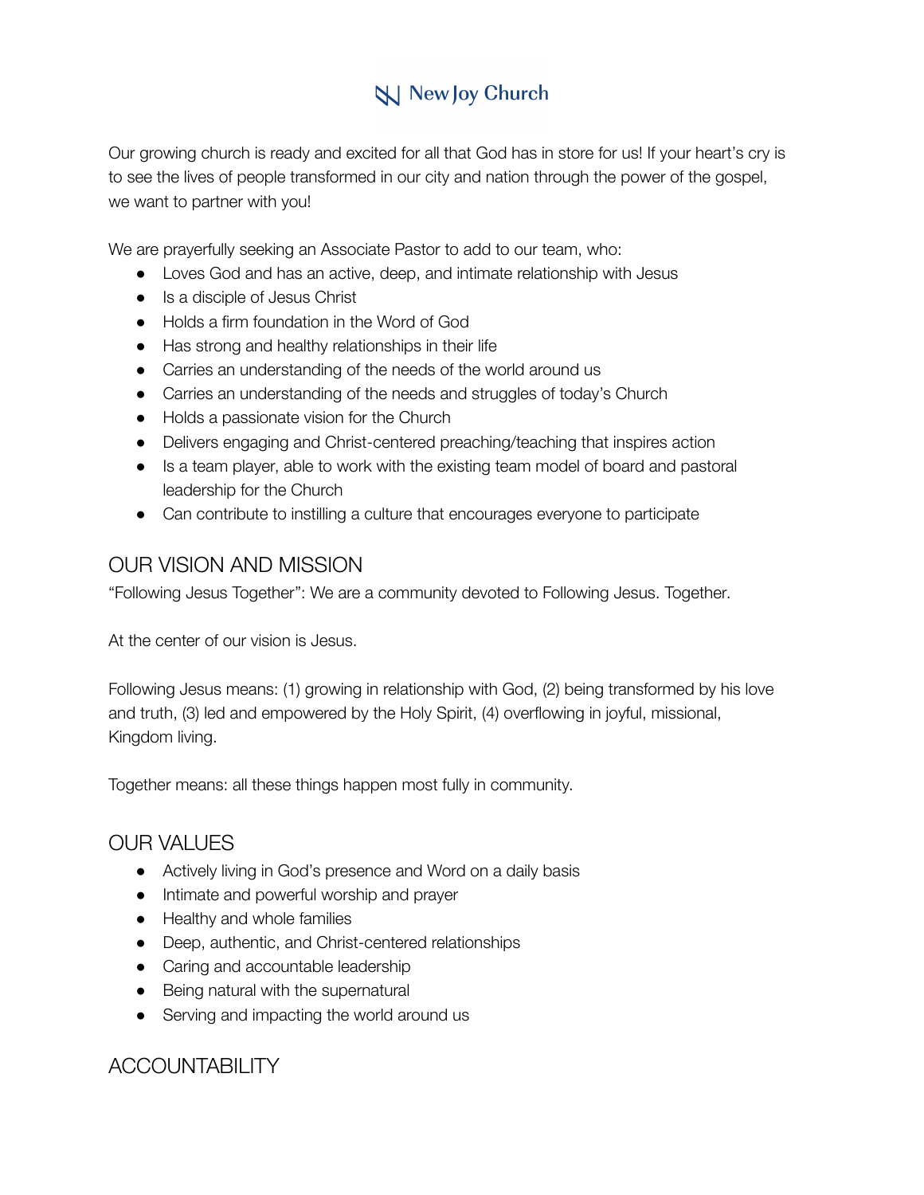**New Joy Church**

Our growing church is ready and excited for all that God has in store for us! If your heart's cry is to see the lives of people transformed in our city and nation through the power of the gospel, we want to partner with you!

We are prayerfully seeking an Associate Pastor to add to our team, who:

- Loves God and has an active, deep, and intimate relationship with Jesus
- Is a disciple of Jesus Christ
- Holds a firm foundation in the Word of God
- Has strong and healthy relationships in their life
- Carries an understanding of the needs of the world around us
- Carries an understanding of the needs and struggles of today's Church
- Holds a passionate vision for the Church
- Delivers engaging and Christ-centered preaching/teaching that inspires action
- Is a team player, able to work with the existing team model of board and pastoral leadership for the Church
- Can contribute to instilling a culture that encourages everyone to participate

## OUR VISION AND MISSION

"Following Jesus Together": We are a community devoted to Following Jesus. Together.

At the center of our vision is Jesus.

Following Jesus means: (1) growing in relationship with God, (2) being transformed by his love and truth, (3) led and empowered by the Holy Spirit, (4) overflowing in joyful, missional, Kingdom living.

Together means: all these things happen most fully in community.

## OUR VALUES

- Actively living in God's presence and Word on a daily basis
- Intimate and powerful worship and prayer
- Healthy and whole families
- Deep, authentic, and Christ-centered relationships
- Caring and accountable leadership
- Being natural with the supernatural
- Serving and impacting the world around us

## ACCOUNTABILITY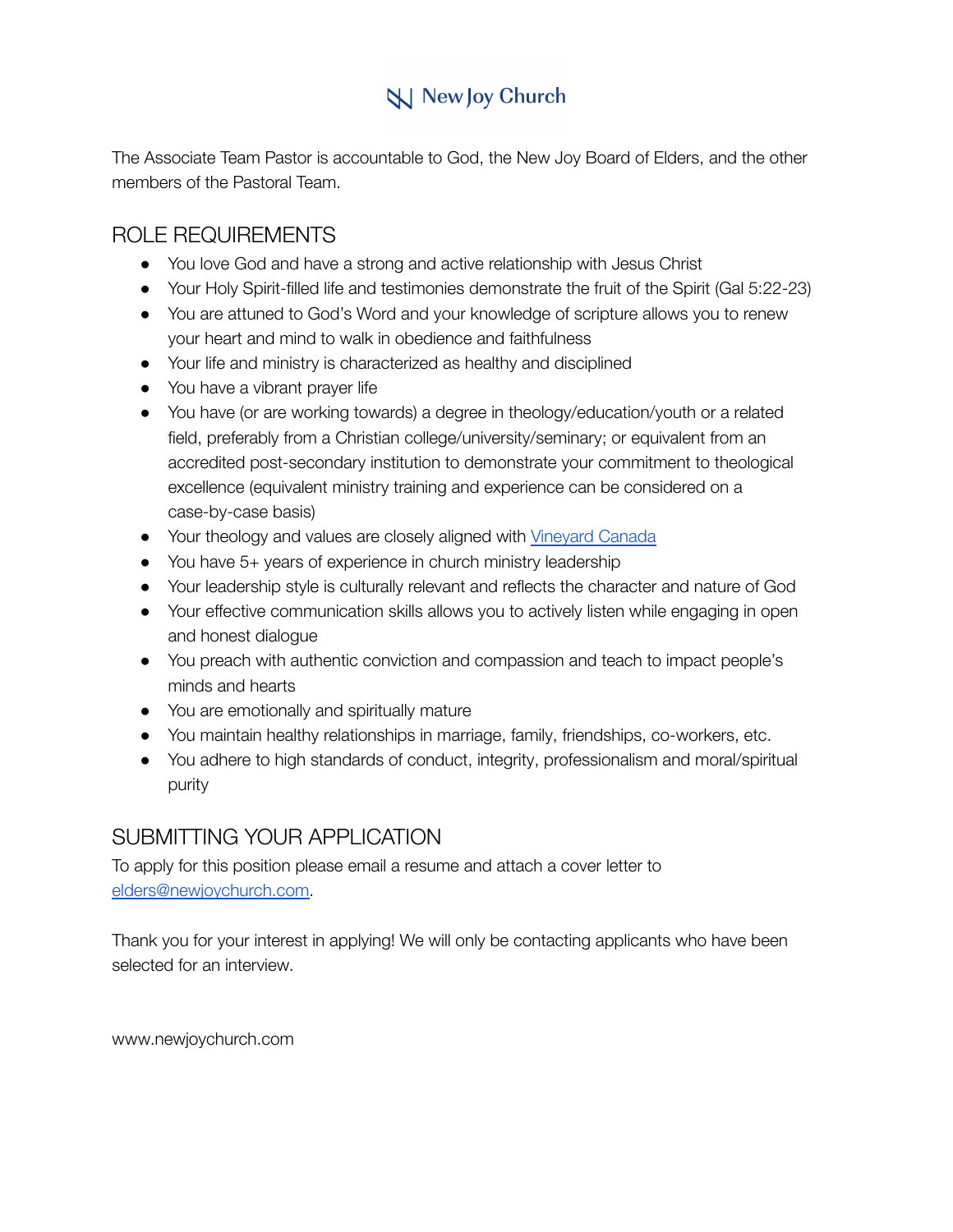The Associate Team Pastor is accountable to God, the New Joy Board of Elders, and the other members of the Pastoral Team.

## ROLE REQUIREMENTS

- You love God and have a strong and active relationship with Jesus Christ
- Your Holy Spirit-filled life and testimonies demonstrate the fruit of the Spirit (Gal 5:22-23)
- You are attuned to God's Word and your knowledge of scripture allows you to renew your heart and mind to walk in obedience and faithfulness
- Your life and ministry is characterized as healthy and disciplined
- You have a vibrant prayer life
- You have (or are working towards) a degree in theology/education/youth or a related field, preferably from a Christian college/university/seminary; or equivalent from an accredited post-secondary institution to demonstrate your commitment to theological excellence (equivalent ministry training and experience can be considered on a case-by-case basis)
- Your theology and values are closely aligned with [Vineyard Canada]
- You have 5+ years of experience in church ministry leadership
- Your leadership style is culturally relevant and reflects the character and nature of God
- Your effective communication skills allows you to actively listen while engaging in open and honest dialogue
- You preach with authentic conviction and compassion and teach to impact people's minds and hearts
- You are emotionally and spiritually mature
- You maintain healthy relationships in marriage, family, friendships, co-workers, etc.
- You adhere to high standards of conduct, integrity, professionalism and moral/spiritual purity

## SUBMITTING YOUR APPLICATION

To apply for this position please email a resume and attach a cover letter to elders@newjoychurch.com.

Thank you for your interest in applying! We will only be contacting applicants who have been selected for an interview.

www.newjoychurch.com